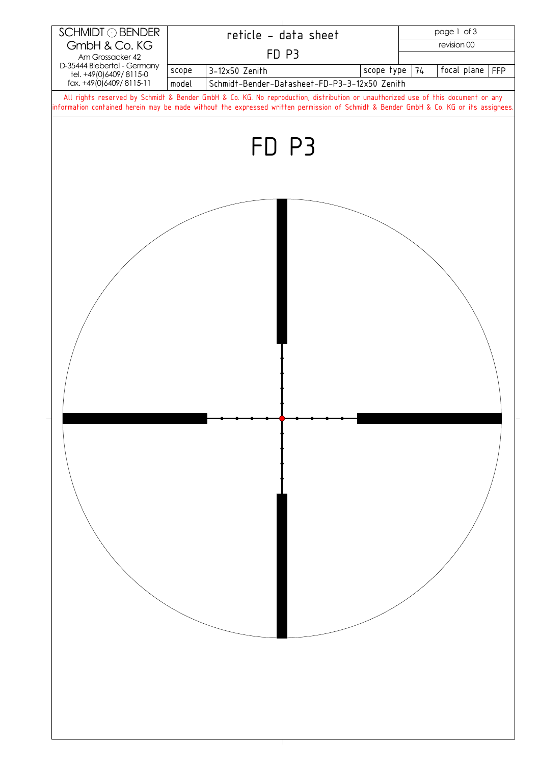| SCHMIDT ⊙ BENDER GmbH & Co. KG<br>Am Grossacker 42<br>D-35444 Biebertal - Germany<br>tel. +49(0)6409/ 8115-0<br>fax. +49(0)6409/ 8115-11 | reticle - data sheet<br>FD P3 | | | | page 1 of 3<br>revision 00 | |
|---|---|---|---|---|---|---|
| | scope | 3-12x50 Zenith | scope type | 74 | focal plane | FFP |
| | model | Schmidt-Bender-Datasheet-FD-P3-3-12x50 Zenith | | | | |

All rights reserved by Schmidt & Bender GmbH & Co. KG. No reproduction, distribution or unauthorized use of this document or any information contained herein may be made without the expressed written permission of Schmidt & Bender GmbH & Co. KG or its assignees.

# FD P3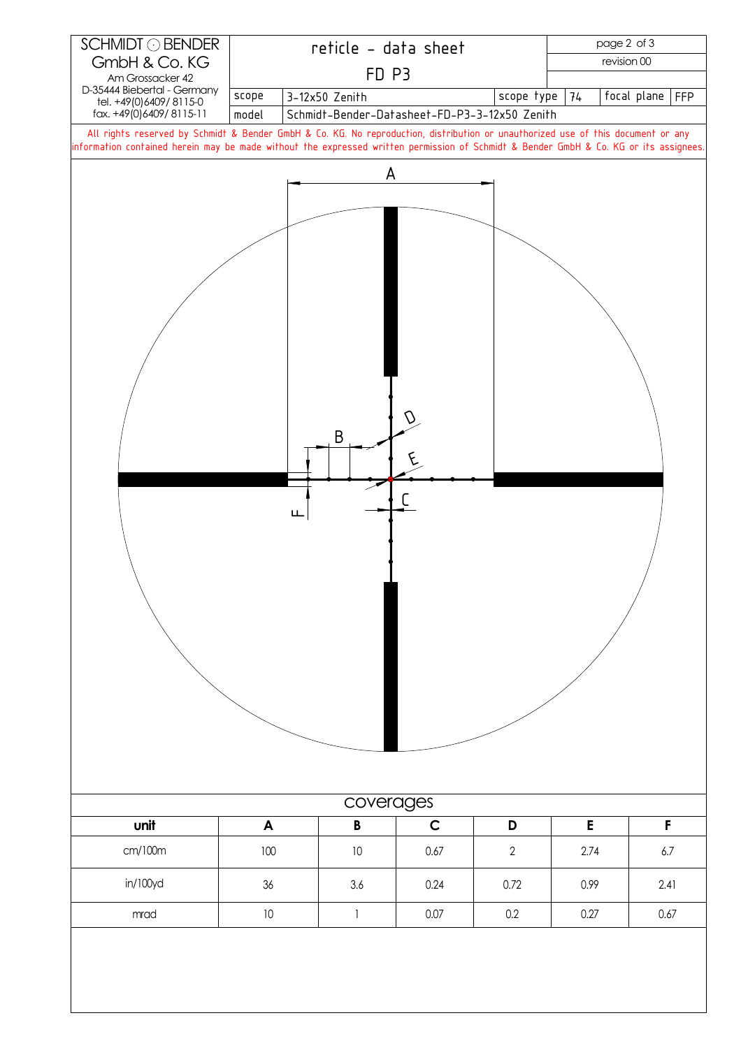SCHMIDT ⊙ BENDER
GmbH & Co. KG
Am Grossacker 42
D-35444 Biebertal - Germany
tel. +49(0)6409/ 8115-0
fax. +49(0)6409/ 8115-11

# reticle - data sheet

## FD P3

| | | | | | |
|---|---|---|---|---|---|
| scope | 3-12x50 Zenith | scope type | 74 | focal plane | FFP |
| model | Schmidt-Bender-Datasheet-FD-P3-3-12x50 Zenith | | | | |

revision 00

All rights reserved by Schmidt & Bender GmbH & Co. KG. No reproduction, distribution or unauthorized use of this document or any information contained herein may be made without the expressed written permission of Schmidt & Bender GmbH & Co. KG or its assignees.

A

B

D

E

C

F

## coverages

| unit | A | B | C | D | E | F |
|---|---|---|---|---|---|---|
| cm/100m | 100 | 10 | 0.67 | 2 | 2.74 | 6.7 |
| in/100yd | 36 | 3.6 | 0.24 | 0.72 | 0.99 | 2.41 |
| mrad | 10 | 1 | 0.07 | 0.2 | 0.27 | 0.67 |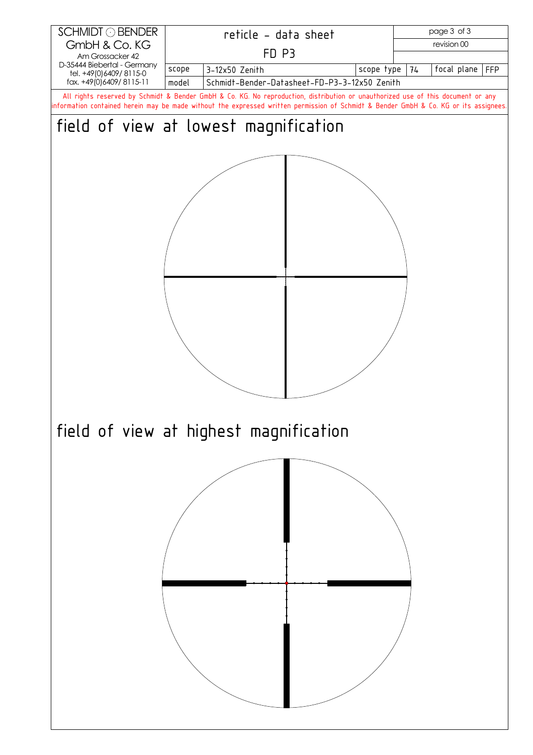| | | | | | |
|---|---|---|---|---|---|
| SCHMIDT ⊙ BENDER GmbH & Co. KG Am Grossacker 42 D-35444 Biebertal - Germany tel. +49(0)6409/ 8115-0 fax. +49(0)6409/ 8115-11 | reticle - data sheet FD P3 | | | | revision 00 |
| | scope | 3-12x50 Zenith | scope type | 74 | focal plane FFP |
| | model | Schmidt-Bender-Datasheet-FD-P3-3-12x50 Zenith | | | |

All rights reserved by Schmidt & Bender GmbH & Co. KG. No reproduction, distribution or unauthorized use of this document or any information contained herein may be made without the expressed written permission of Schmidt & Bender GmbH & Co. KG or its assignees.

# field of view at lowest magnification

# field of view at highest magnification